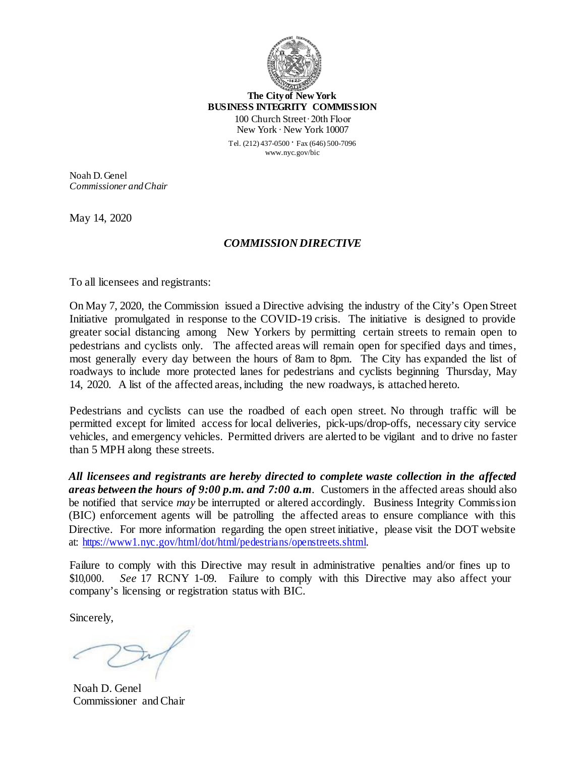**The City of New York**
**BUSINESS INTEGRITY COMMISSION**
100 Church Street · 20th Floor
New York · New York 10007
Tel. (212) 437-0500 · Fax (646) 500-7096
www.nyc.gov/bic

Noah D. Genel
*Commissioner and Chair*

May 14, 2020

## *COMMISSION DIRECTIVE*

To all licensees and registrants:

On May 7, 2020, the Commission issued a Directive advising the industry of the City's Open Street Initiative promulgated in response to the COVID-19 crisis. The initiative is designed to provide greater social distancing among New Yorkers by permitting certain streets to remain open to pedestrians and cyclists only. The affected areas will remain open for specified days and times, most generally every day between the hours of 8am to 8pm. The City has expanded the list of roadways to include more protected lanes for pedestrians and cyclists beginning Thursday, May 14, 2020. A list of the affected areas, including the new roadways, is attached hereto.

Pedestrians and cyclists can use the roadbed of each open street. No through traffic will be permitted except for limited access for local deliveries, pick-ups/drop-offs, necessary city service vehicles, and emergency vehicles. Permitted drivers are alerted to be vigilant and to drive no faster than 5 MPH along these streets.

***All licensees and registrants are hereby directed to complete waste collection in the affected areas between the hours of 9:00 p.m. and 7:00 a.m***. Customers in the affected areas should also be notified that service *may* be interrupted or altered accordingly. Business Integrity Commission (BIC) enforcement agents will be patrolling the affected areas to ensure compliance with this Directive. For more information regarding the open street initiative, please visit the DOT website at: https://www1.nyc.gov/html/dot/html/pedestrians/openstreets.shtml.

Failure to comply with this Directive may result in administrative penalties and/or fines up to $10,000. *See* 17 RCNY 1-09. Failure to comply with this Directive may also affect your company's licensing or registration status with BIC.

Sincerely,

Noah D. Genel
Commissioner and Chair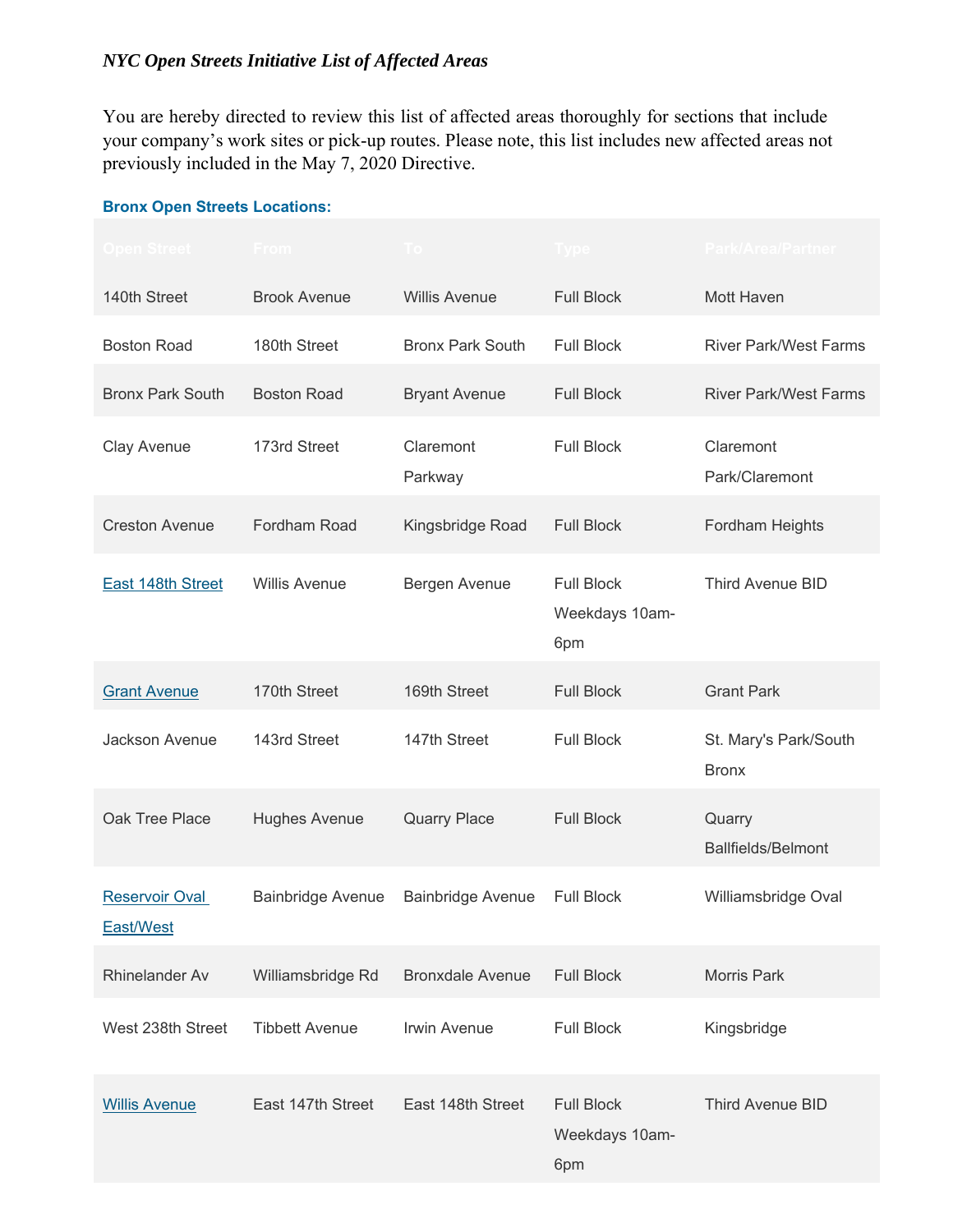***NYC Open Streets Initiative List of Affected Areas***

You are hereby directed to review this list of affected areas thoroughly for sections that include your company's work sites or pick-up routes. Please note, this list includes new affected areas not previously included in the May 7, 2020 Directive.

**Bronx Open Streets Locations:**

| Open Street | From | To | Type | Park/Area/Partner |
|---|---|---|---|---|
| 140th Street | Brook Avenue | Willis Avenue | Full Block | Mott Haven |
| Boston Road | 180th Street | Bronx Park South | Full Block | River Park/West Farms |
| Bronx Park South | Boston Road | Bryant Avenue | Full Block | River Park/West Farms |
| Clay Avenue | 173rd Street | Claremont Parkway | Full Block | Claremont Park/Claremont |
| Creston Avenue | Fordham Road | Kingsbridge Road | Full Block | Fordham Heights |
| East 148th Street | Willis Avenue | Bergen Avenue | Full Block Weekdays 10am-6pm | Third Avenue BID |
| Grant Avenue | 170th Street | 169th Street | Full Block | Grant Park |
| Jackson Avenue | 143rd Street | 147th Street | Full Block | St. Mary's Park/South Bronx |
| Oak Tree Place | Hughes Avenue | Quarry Place | Full Block | Quarry Ballfields/Belmont |
| Reservoir Oval East/West | Bainbridge Avenue | Bainbridge Avenue | Full Block | Williamsbridge Oval |
| Rhinelander Av | Williamsbridge Rd | Bronxdale Avenue | Full Block | Morris Park |
| West 238th Street | Tibbett Avenue | Irwin Avenue | Full Block | Kingsbridge |
| Willis Avenue | East 147th Street | East 148th Street | Full Block Weekdays 10am-6pm | Third Avenue BID |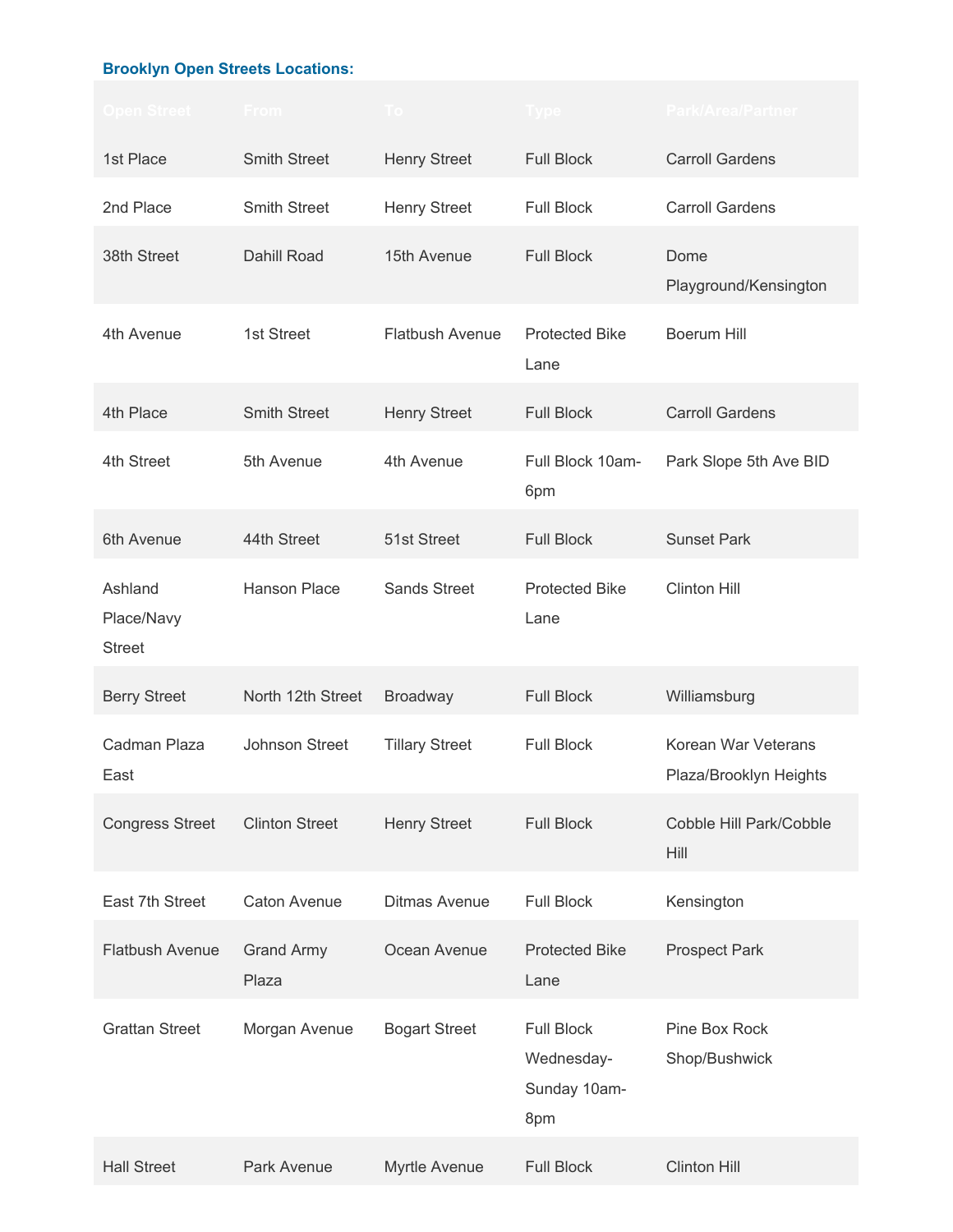**Brooklyn Open Streets Locations:**

| Open Street | From | To | Type | Park/Area/Partner |
| --- | --- | --- | --- | --- |
| 1st Place | Smith Street | Henry Street | Full Block | Carroll Gardens |
| 2nd Place | Smith Street | Henry Street | Full Block | Carroll Gardens |
| 38th Street | Dahill Road | 15th Avenue | Full Block | Dome Playground/Kensington |
| 4th Avenue | 1st Street | Flatbush Avenue | Protected Bike Lane | Boerum Hill |
| 4th Place | Smith Street | Henry Street | Full Block | Carroll Gardens |
| 4th Street | 5th Avenue | 4th Avenue | Full Block 10am-6pm | Park Slope 5th Ave BID |
| 6th Avenue | 44th Street | 51st Street | Full Block | Sunset Park |
| Ashland Place/Navy Street | Hanson Place | Sands Street | Protected Bike Lane | Clinton Hill |
| Berry Street | North 12th Street | Broadway | Full Block | Williamsburg |
| Cadman Plaza East | Johnson Street | Tillary Street | Full Block | Korean War Veterans Plaza/Brooklyn Heights |
| Congress Street | Clinton Street | Henry Street | Full Block | Cobble Hill Park/Cobble Hill |
| East 7th Street | Caton Avenue | Ditmas Avenue | Full Block | Kensington |
| Flatbush Avenue | Grand Army Plaza | Ocean Avenue | Protected Bike Lane | Prospect Park |
| Grattan Street | Morgan Avenue | Bogart Street | Full Block Wednesday-Sunday 10am-8pm | Pine Box Rock Shop/Bushwick |
| Hall Street | Park Avenue | Myrtle Avenue | Full Block | Clinton Hill |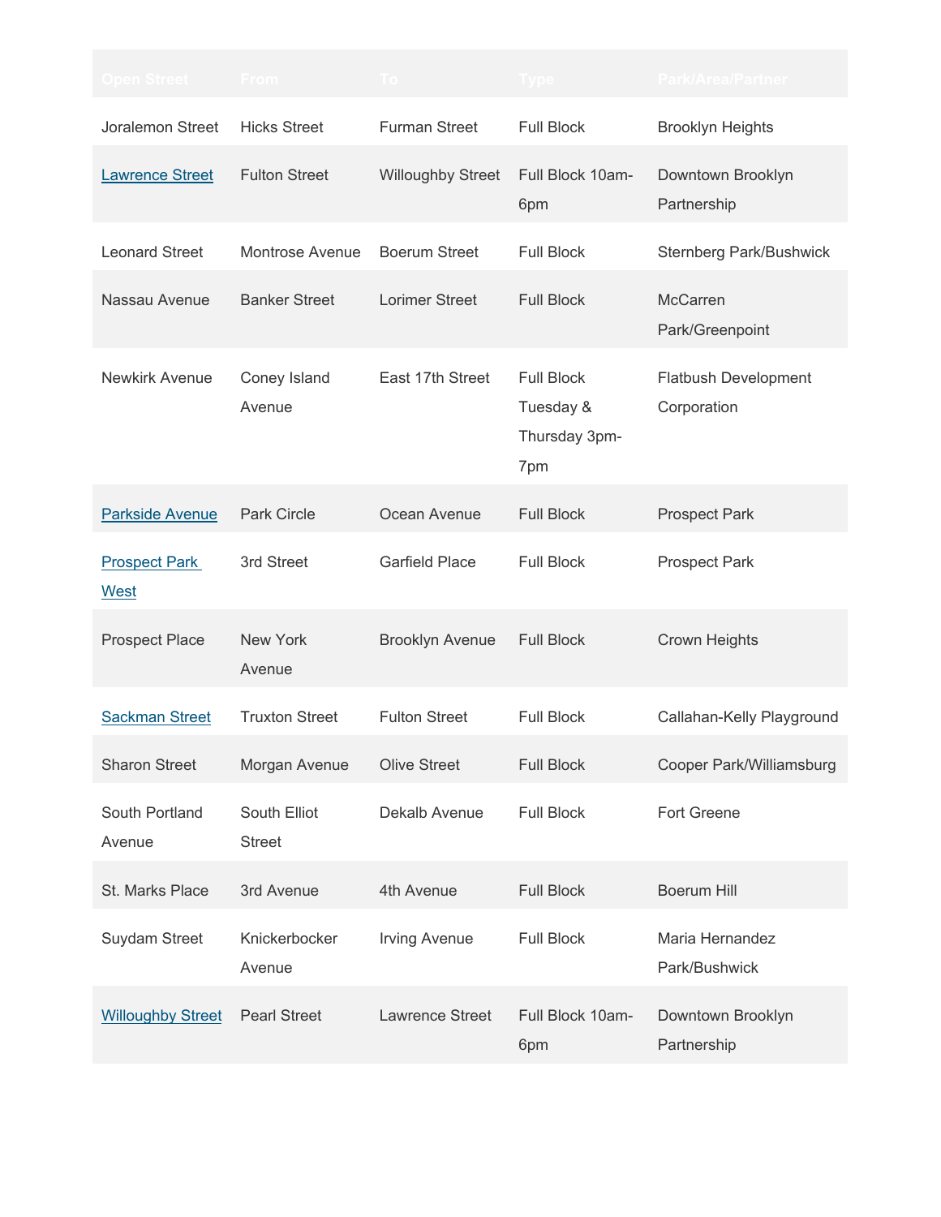| Open Street | From | To | Type | Park/Area/Partner |
|---|---|---|---|---|
| Joralemon Street | Hicks Street | Furman Street | Full Block | Brooklyn Heights |
| Lawrence Street | Fulton Street | Willoughby Street | Full Block 10am-6pm | Downtown Brooklyn Partnership |
| Leonard Street | Montrose Avenue | Boerum Street | Full Block | Sternberg Park/Bushwick |
| Nassau Avenue | Banker Street | Lorimer Street | Full Block | McCarren Park/Greenpoint |
| Newkirk Avenue | Coney Island Avenue | East 17th Street | Full Block Tuesday & Thursday 3pm-7pm | Flatbush Development Corporation |
| Parkside Avenue | Park Circle | Ocean Avenue | Full Block | Prospect Park |
| Prospect Park West | 3rd Street | Garfield Place | Full Block | Prospect Park |
| Prospect Place | New York Avenue | Brooklyn Avenue | Full Block | Crown Heights |
| Sackman Street | Truxton Street | Fulton Street | Full Block | Callahan-Kelly Playground |
| Sharon Street | Morgan Avenue | Olive Street | Full Block | Cooper Park/Williamsburg |
| South Portland Avenue | South Elliot Street | Dekalb Avenue | Full Block | Fort Greene |
| St. Marks Place | 3rd Avenue | 4th Avenue | Full Block | Boerum Hill |
| Suydam Street | Knickerbocker Avenue | Irving Avenue | Full Block | Maria Hernandez Park/Bushwick |
| Willoughby Street | Pearl Street | Lawrence Street | Full Block 10am-6pm | Downtown Brooklyn Partnership |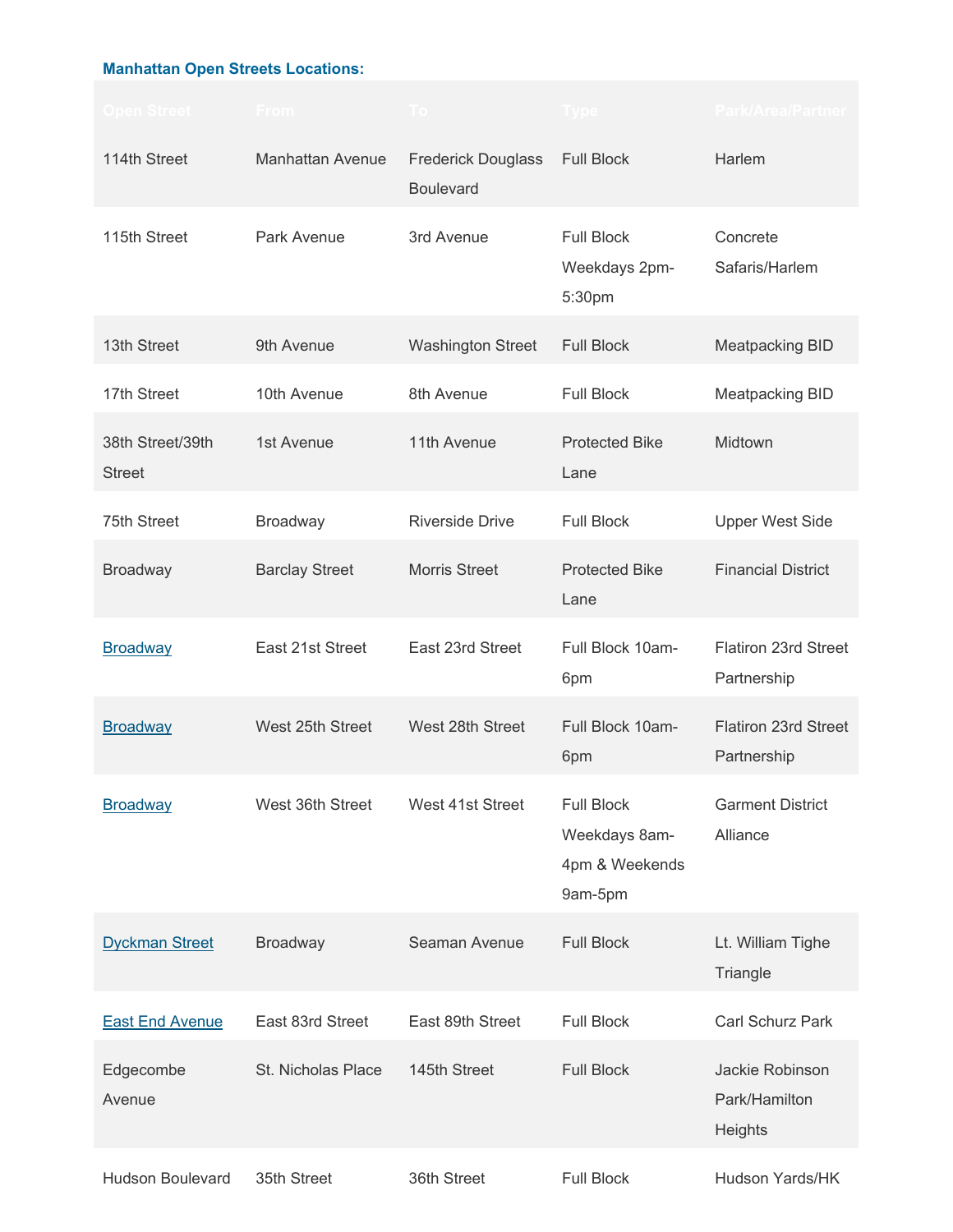**Manhattan Open Streets Locations:**

| Open Street | From | To | Type | Park/Area/Partner |
|---|---|---|---|---|
| 114th Street | Manhattan Avenue | Frederick Douglass Boulevard | Full Block | Harlem |
| 115th Street | Park Avenue | 3rd Avenue | Full Block Weekdays 2pm-5:30pm | Concrete Safaris/Harlem |
| 13th Street | 9th Avenue | Washington Street | Full Block | Meatpacking BID |
| 17th Street | 10th Avenue | 8th Avenue | Full Block | Meatpacking BID |
| 38th Street/39th Street | 1st Avenue | 11th Avenue | Protected Bike Lane | Midtown |
| 75th Street | Broadway | Riverside Drive | Full Block | Upper West Side |
| Broadway | Barclay Street | Morris Street | Protected Bike Lane | Financial District |
| Broadway | East 21st Street | East 23rd Street | Full Block 10am-6pm | Flatiron 23rd Street Partnership |
| Broadway | West 25th Street | West 28th Street | Full Block 10am-6pm | Flatiron 23rd Street Partnership |
| Broadway | West 36th Street | West 41st Street | Full Block Weekdays 8am-4pm & Weekends 9am-5pm | Garment District Alliance |
| Dyckman Street | Broadway | Seaman Avenue | Full Block | Lt. William Tighe Triangle |
| East End Avenue | East 83rd Street | East 89th Street | Full Block | Carl Schurz Park |
| Edgecombe Avenue | St. Nicholas Place | 145th Street | Full Block | Jackie Robinson Park/Hamilton Heights |
| Hudson Boulevard | 35th Street | 36th Street | Full Block | Hudson Yards/HK |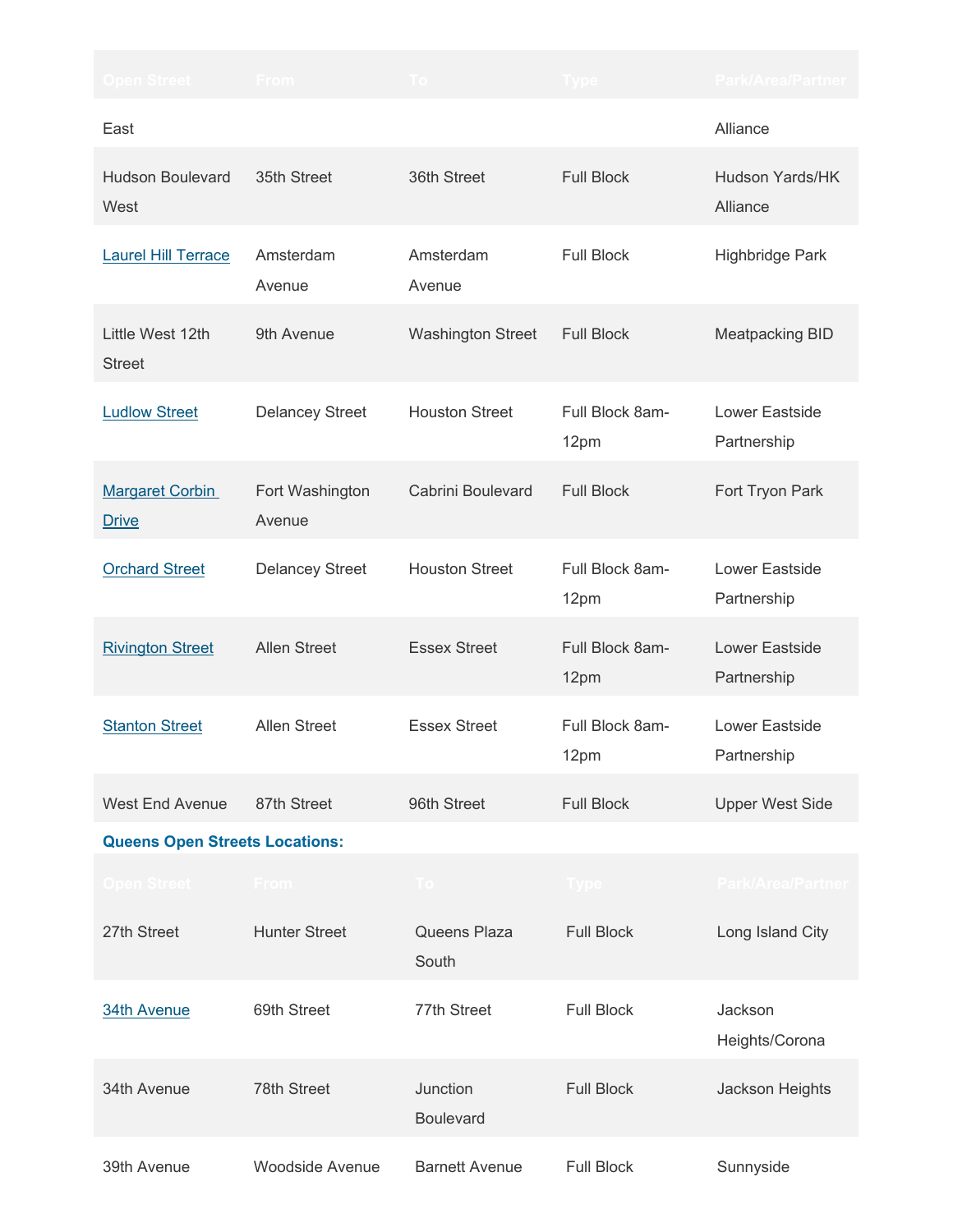| Open Street | From | To | Type | Park/Area/Partner |
|---|---|---|---|---|
| East | | | | Alliance |
| Hudson Boulevard West | 35th Street | 36th Street | Full Block | Hudson Yards/HK Alliance |
| Laurel Hill Terrace | Amsterdam Avenue | Amsterdam Avenue | Full Block | Highbridge Park |
| Little West 12th Street | 9th Avenue | Washington Street | Full Block | Meatpacking BID |
| Ludlow Street | Delancey Street | Houston Street | Full Block 8am-12pm | Lower Eastside Partnership |
| Margaret Corbin Drive | Fort Washington Avenue | Cabrini Boulevard | Full Block | Fort Tryon Park |
| Orchard Street | Delancey Street | Houston Street | Full Block 8am-12pm | Lower Eastside Partnership |
| Rivington Street | Allen Street | Essex Street | Full Block 8am-12pm | Lower Eastside Partnership |
| Stanton Street | Allen Street | Essex Street | Full Block 8am-12pm | Lower Eastside Partnership |
| West End Avenue | 87th Street | 96th Street | Full Block | Upper West Side |

**Queens Open Streets Locations:**

| Open Street | From | To | Type | Park/Area/Partner |
|---|---|---|---|---|
| 27th Street | Hunter Street | Queens Plaza South | Full Block | Long Island City |
| 34th Avenue | 69th Street | 77th Street | Full Block | Jackson Heights/Corona |
| 34th Avenue | 78th Street | Junction Boulevard | Full Block | Jackson Heights |
| 39th Avenue | Woodside Avenue | Barnett Avenue | Full Block | Sunnyside |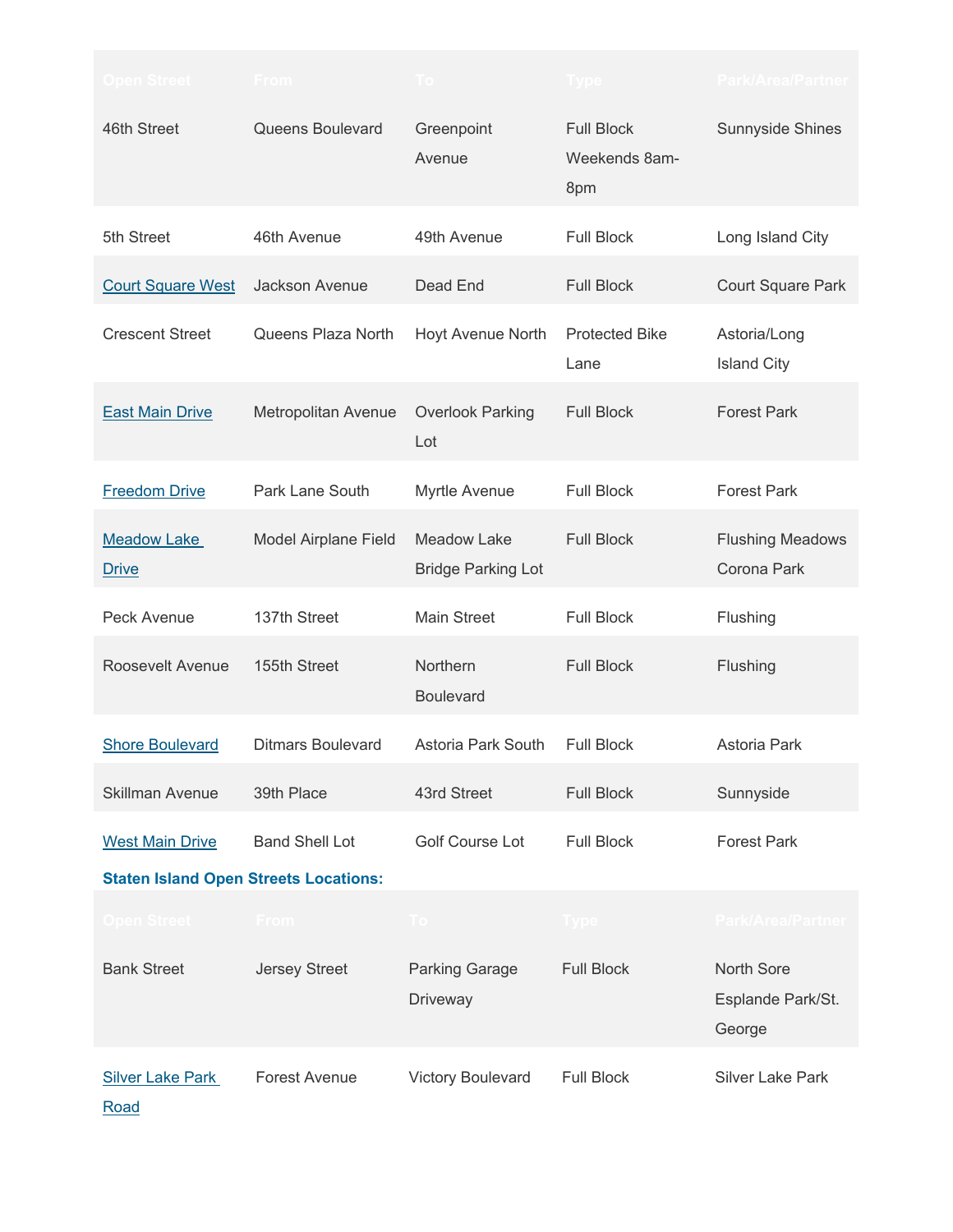| Open Street | From | To | Type | Park/Area/Partner |
|---|---|---|---|---|
| 46th Street | Queens Boulevard | Greenpoint Avenue | Full Block Weekends 8am-8pm | Sunnyside Shines |
| 5th Street | 46th Avenue | 49th Avenue | Full Block | Long Island City |
| Court Square West | Jackson Avenue | Dead End | Full Block | Court Square Park |
| Crescent Street | Queens Plaza North | Hoyt Avenue North | Protected Bike Lane | Astoria/Long Island City |
| East Main Drive | Metropolitan Avenue | Overlook Parking Lot | Full Block | Forest Park |
| Freedom Drive | Park Lane South | Myrtle Avenue | Full Block | Forest Park |
| Meadow Lake Drive | Model Airplane Field | Meadow Lake Bridge Parking Lot | Full Block | Flushing Meadows Corona Park |
| Peck Avenue | 137th Street | Main Street | Full Block | Flushing |
| Roosevelt Avenue | 155th Street | Northern Boulevard | Full Block | Flushing |
| Shore Boulevard | Ditmars Boulevard | Astoria Park South | Full Block | Astoria Park |
| Skillman Avenue | 39th Place | 43rd Street | Full Block | Sunnyside |
| West Main Drive | Band Shell Lot | Golf Course Lot | Full Block | Forest Park |

**Staten Island Open Streets Locations:**

| Open Street | From | To | Type | Park/Area/Partner |
|---|---|---|---|---|
| Bank Street | Jersey Street | Parking Garage Driveway | Full Block | North Sore Esplande Park/St. George |
| Silver Lake Park Road | Forest Avenue | Victory Boulevard | Full Block | Silver Lake Park |